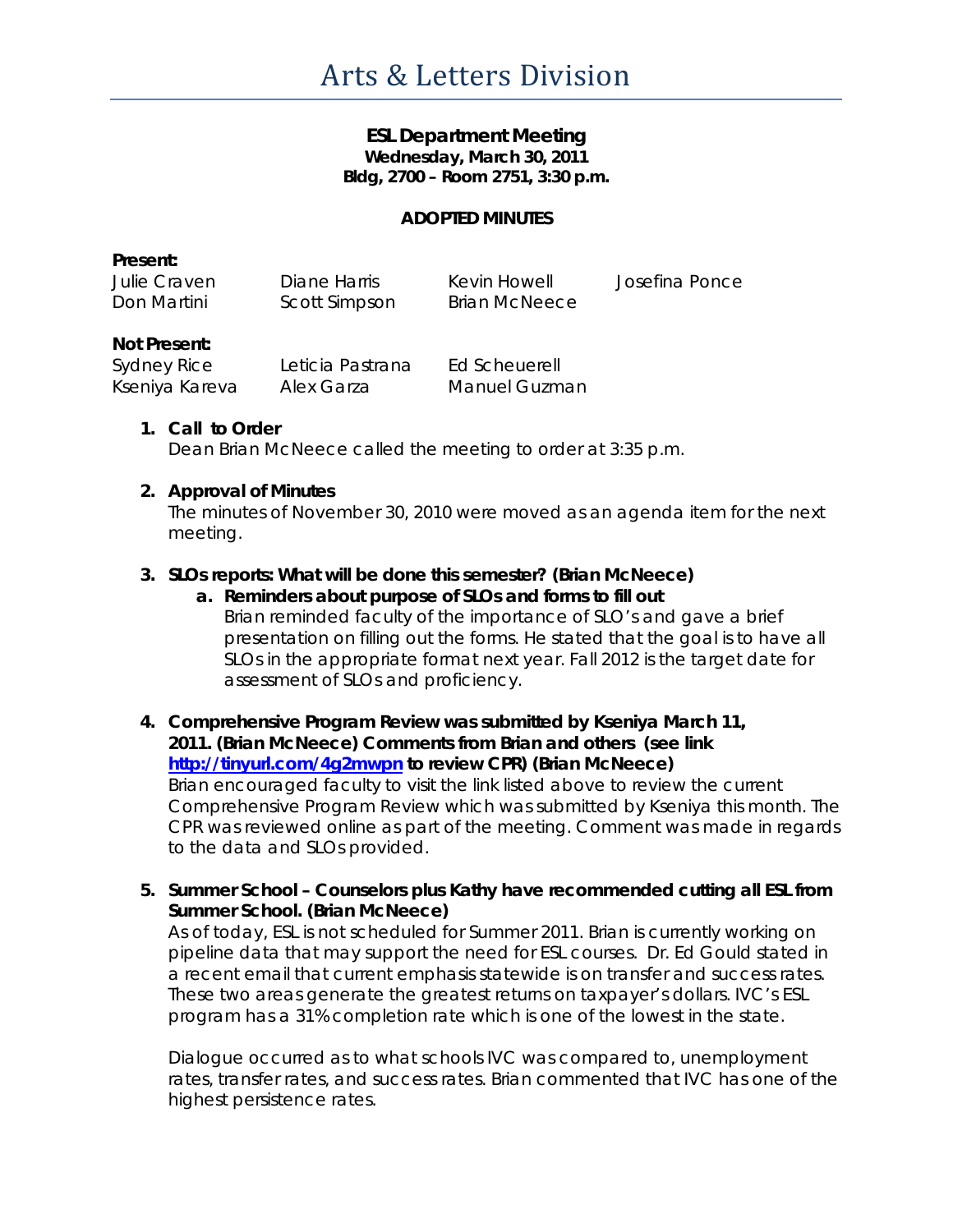# Arts & Letters Division

**ESL Department Meeting**
**Wednesday, March 30, 2011**
**Bldg, 2700 – Room 2751, 3:30 p.m.**

**ADOPTED MINUTES**

**Present:**

| | | | |
|---|---|---|---|
| Julie Craven | Diane Harris | Kevin Howell | Josefina Ponce |
| Don Martini | Scott Simpson | Brian McNeece | |

**Not Present:**

| | | |
|---|---|---|
| Sydney Rice | Leticia Pastrana | Ed Scheuerell |
| Kseniya Kareva | Alex Garza | Manuel Guzman |

1. **Call to Order**
   Dean Brian McNeece called the meeting to order at 3:35 p.m.

2. **Approval of Minutes**
   The minutes of November 30, 2010 were moved as an agenda item for the next meeting.

3. **SLOs reports: What will be done this semester? (Brian McNeece)**
   a. **Reminders about purpose of SLOs and forms to fill out**
      Brian reminded faculty of the importance of SLO's and gave a brief presentation on filling out the forms. He stated that the goal is to have all SLOs in the appropriate format next year. Fall 2012 is the target date for assessment of SLOs and proficiency.

4. **Comprehensive Program Review was submitted by Kseniya March 11, 2011. (Brian McNeece) Comments from Brian and others (see link [http://tinyurl.com/4g2mwpn](http://tinyurl.com/4g2mwpn) to review CPR) (Brian McNeece)**
   Brian encouraged faculty to visit the link listed above to review the current Comprehensive Program Review which was submitted by Kseniya this month. The CPR was reviewed online as part of the meeting. Comment was made in regards to the data and SLOs provided.

5. **Summer School – Counselors plus Kathy have recommended cutting all ESL from Summer School. (Brian McNeece)**
   As of today, ESL is not scheduled for Summer 2011. Brian is currently working on pipeline data that may support the need for ESL courses. Dr. Ed Gould stated in a recent email that current emphasis statewide is on transfer and success rates. These two areas generate the greatest returns on taxpayer's dollars. IVC's ESL program has a 31% completion rate which is one of the lowest in the state.

   Dialogue occurred as to what schools IVC was compared to, unemployment rates, transfer rates, and success rates. Brian commented that IVC has one of the highest persistence rates.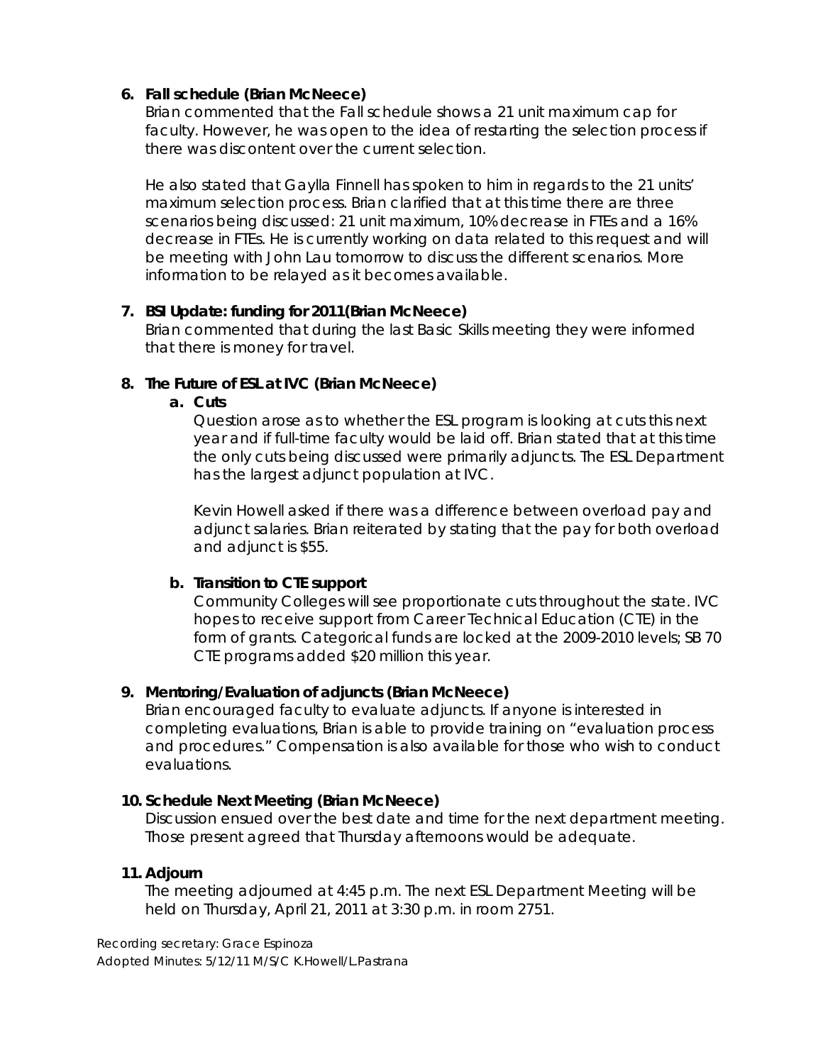6. **Fall schedule (Brian McNeece)**

   Brian commented that the Fall schedule shows a 21 unit maximum cap for faculty. However, he was open to the idea of restarting the selection process if there was discontent over the current selection.

   He also stated that Gaylla Finnell has spoken to him in regards to the 21 units' maximum selection process. Brian clarified that at this time there are three scenarios being discussed: 21 unit maximum, 10% decrease in FTEs and a 16% decrease in FTEs. He is currently working on data related to this request and will be meeting with John Lau tomorrow to discuss the different scenarios. More information to be relayed as it becomes available.

7. **BSI Update: funding for 2011(Brian McNeece)**

   Brian commented that during the last Basic Skills meeting they were informed that there is money for travel.

8. **The Future of ESL at IVC (Brian McNeece)**

   a. **Cuts**

      Question arose as to whether the ESL program is looking at cuts this next year and if full-time faculty would be laid off. Brian stated that at this time the only cuts being discussed were primarily adjuncts. The ESL Department has the largest adjunct population at IVC.

      Kevin Howell asked if there was a difference between overload pay and adjunct salaries. Brian reiterated by stating that the pay for both overload and adjunct is $55.

   b. **Transition to CTE support**

      Community Colleges will see proportionate cuts throughout the state. IVC hopes to receive support from Career Technical Education (CTE) in the form of grants. Categorical funds are locked at the 2009-2010 levels; SB 70 CTE programs added $20 million this year.

9. **Mentoring/Evaluation of adjuncts (Brian McNeece)**

   Brian encouraged faculty to evaluate adjuncts. If anyone is interested in completing evaluations, Brian is able to provide training on "evaluation process and procedures." Compensation is also available for those who wish to conduct evaluations.

10. **Schedule Next Meeting (Brian McNeece)**

    Discussion ensued over the best date and time for the next department meeting. Those present agreed that Thursday afternoons would be adequate.

11. **Adjourn**

    The meeting adjourned at 4:45 p.m. The next ESL Department Meeting will be held on Thursday, April 21, 2011 at 3:30 p.m. in room 2751.

Recording secretary: Grace Espinoza

Adopted Minutes: 5/12/11 M/S/C K.Howell/L.Pastrana